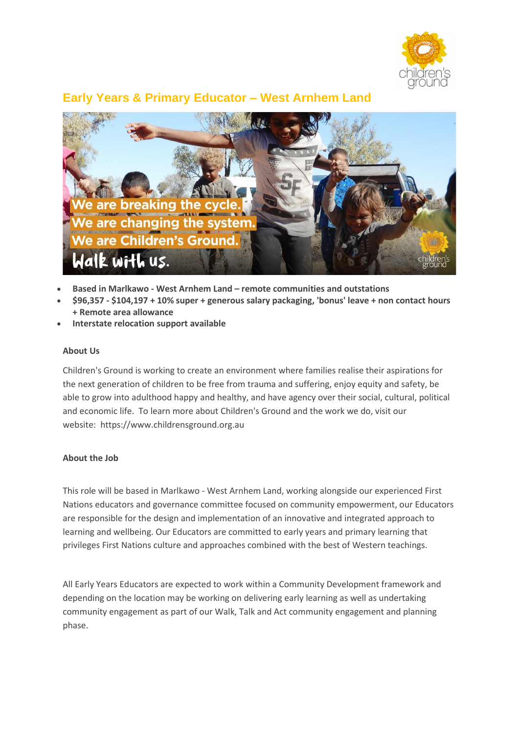## Early Years & Primary Educator – West Arnhem Land

- **Based in Marlkawo - West Arnhem Land – remote communities and outstations**
- **$96,357 - $104,197 + 10% super + generous salary packaging, 'bonus' leave + non contact hours + Remote area allowance**
- **Interstate relocation support available**

**About Us**

Children's Ground is working to create an environment where families realise their aspirations for the next generation of children to be free from trauma and suffering, enjoy equity and safety, be able to grow into adulthood happy and healthy, and have agency over their social, cultural, political and economic life. To learn more about Children's Ground and the work we do, visit our website: https://www.childrensground.org.au

**About the Job**

This role will be based in Marlkawo - West Arnhem Land, working alongside our experienced First Nations educators and governance committee focused on community empowerment, our Educators are responsible for the design and implementation of an innovative and integrated approach to learning and wellbeing. Our Educators are committed to early years and primary learning that privileges First Nations culture and approaches combined with the best of Western teachings.

All Early Years Educators are expected to work within a Community Development framework and depending on the location may be working on delivering early learning as well as undertaking community engagement as part of our Walk, Talk and Act community engagement and planning phase.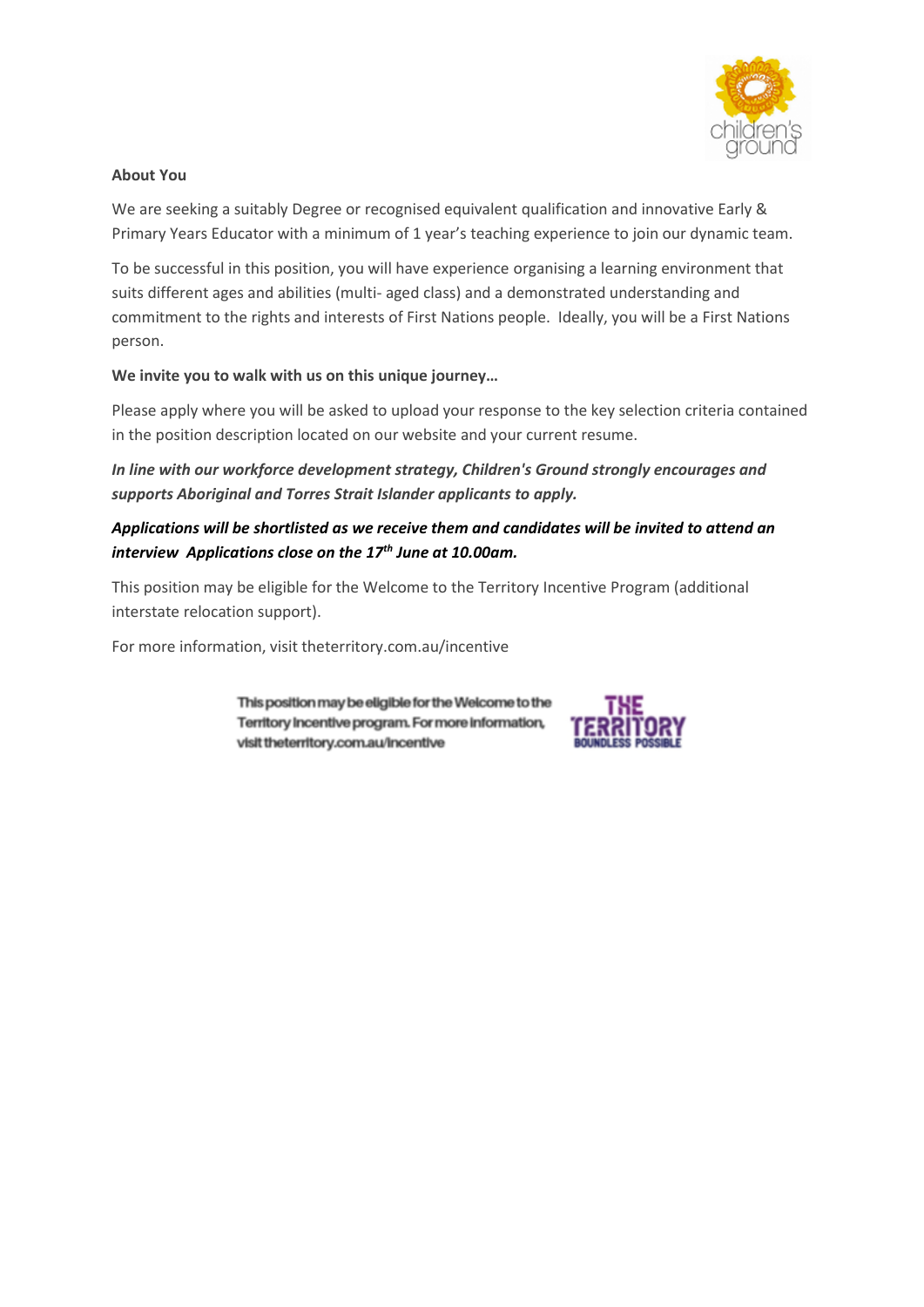**About You**

We are seeking a suitably Degree or recognised equivalent qualification and innovative Early & Primary Years Educator with a minimum of 1 year's teaching experience to join our dynamic team.

To be successful in this position, you will have experience organising a learning environment that suits different ages and abilities (multi- aged class) and a demonstrated understanding and commitment to the rights and interests of First Nations people. Ideally, you will be a First Nations person.

**We invite you to walk with us on this unique journey…**

Please apply where you will be asked to upload your response to the key selection criteria contained in the position description located on our website and your current resume.

***In line with our workforce development strategy, Children's Ground strongly encourages and supports Aboriginal and Torres Strait Islander applicants to apply.***

***Applications will be shortlisted as we receive them and candidates will be invited to attend an interview Applications close on the 17th June at 10.00am.***

This position may be eligible for the Welcome to the Territory Incentive Program (additional interstate relocation support).

For more information, visit theterritory.com.au/incentive

This position may be eligible for the Welcome to the Territory Incentive program. For more information, visit theterritory.com.au/incentive

THE TERRITORY BOUNDLESS POSSIBLE